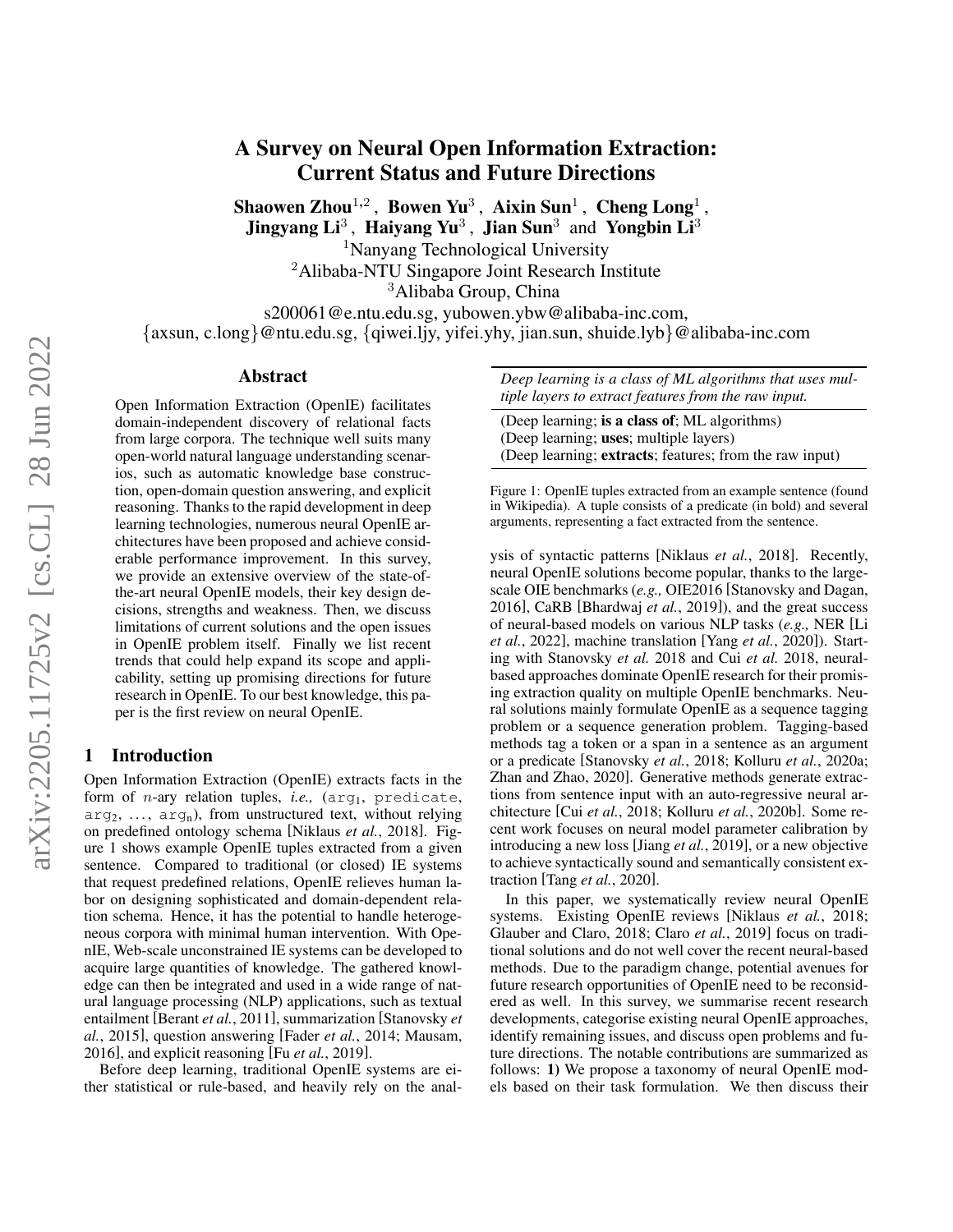# A Survey on Neural Open Information Extraction: Current Status and Future Directions

**Shaowen Zhou**[1,2], **Bowen Yu**[3], **Aixin Sun**[1], **Cheng Long**[1], **Jingyang Li**[3], **Haiyang Yu**[3], **Jian Sun**[3] and **Yongbin Li**[3]

[1]Nanyang Technological University
[2]Alibaba-NTU Singapore Joint Research Institute
[3]Alibaba Group, China

s200061@e.ntu.edu.sg, yubowen.ybw@alibaba-inc.com,
{axsun, c.long}@ntu.edu.sg, {qiwei.ljy, yifei.yhy, jian.sun, shuide.lyb}@alibaba-inc.com

## Abstract

Open Information Extraction (OpenIE) facilitates domain-independent discovery of relational facts from large corpora. The technique well suits many open-world natural language understanding scenarios, such as automatic knowledge base construction, open-domain question answering, and explicit reasoning. Thanks to the rapid development in deep learning technologies, numerous neural OpenIE architectures have been proposed and achieve considerable performance improvement. In this survey, we provide an extensive overview of the state-of-the-art neural OpenIE models, their key design decisions, strengths and weakness. Then, we discuss limitations of current solutions and the open issues in OpenIE problem itself. Finally we list recent trends that could help expand its scope and applicability, setting up promising directions for future research in OpenIE. To our best knowledge, this paper is the first review on neural OpenIE.

## 1 Introduction

Open Information Extraction (OpenIE) extracts facts in the form of $n$-ary relation tuples, *i.e.,* ($\texttt{arg}_1$, predicate, $\texttt{arg}_2$, ..., $\texttt{arg}_\texttt{n}$), from unstructured text, without relying on predefined ontology schema [Niklaus *et al.*, 2018]. Figure 1 shows example OpenIE tuples extracted from a given sentence. Compared to traditional (or closed) IE systems that request predefined relations, OpenIE relieves human labor on designing sophisticated and domain-dependent relation schema. Hence, it has the potential to handle heterogeneous corpora with minimal human intervention. With OpenIE, Web-scale unconstrained IE systems can be developed to acquire large quantities of knowledge. The gathered knowledge can then be integrated and used in a wide range of natural language processing (NLP) applications, such as textual entailment [Berant *et al.*, 2011], summarization [Stanovsky *et al.*, 2015], question answering [Fader *et al.*, 2014; Mausam, 2016], and explicit reasoning [Fu *et al.*, 2019].

Before deep learning, traditional OpenIE systems are either statistical or rule-based, and heavily rely on the analysis of syntactic patterns [Niklaus *et al.*, 2018]. Recently, neural OpenIE solutions become popular, thanks to the large-scale OIE benchmarks (*e.g.,* OIE2016 [Stanovsky and Dagan, 2016], CaRB [Bhardwaj *et al.*, 2019]), and the great success of neural-based models on various NLP tasks (*e.g.,* NER [Li *et al.*, 2022], machine translation [Yang *et al.*, 2020]). Starting with Stanovsky *et al.* 2018 and Cui *et al.* 2018, neural-based approaches dominate OpenIE research for their promising extraction quality on multiple OpenIE benchmarks. Neural solutions mainly formulate OpenIE as a sequence tagging problem or a sequence generation problem. Tagging-based methods tag a token or a span in a sentence as an argument or a predicate [Stanovsky *et al.*, 2018; Kolluru *et al.*, 2020a; Zhan and Zhao, 2020]. Generative methods generate extractions from sentence input with an auto-regressive neural architecture [Cui *et al.*, 2018; Kolluru *et al.*, 2020b]. Some recent work focuses on neural model parameter calibration by introducing a new loss [Jiang *et al.*, 2019], or a new objective to achieve syntactically sound and semantically consistent extraction [Tang *et al.*, 2020].

| *Deep learning is a class of ML algorithms that uses multiple layers to extract features from the raw input.* |
|---|
| (Deep learning; **is a class of**; ML algorithms)<br>(Deep learning; **uses**; multiple layers)<br>(Deep learning; **extracts**; features; from the raw input) |

Figure 1: OpenIE tuples extracted from an example sentence (found in Wikipedia). A tuple consists of a predicate (in bold) and several arguments, representing a fact extracted from the sentence.

In this paper, we systematically review neural OpenIE systems. Existing OpenIE reviews [Niklaus *et al.*, 2018; Glauber and Claro, 2018; Claro *et al.*, 2019] focus on traditional solutions and do not well cover the recent neural-based methods. Due to the paradigm change, potential avenues for future research opportunities of OpenIE need to be reconsidered as well. In this survey, we summarise recent research developments, categorise existing neural OpenIE approaches, identify remaining issues, and discuss open problems and future directions. The notable contributions are summarized as follows: **1)** We propose a taxonomy of neural OpenIE models based on their task formulation. We then discuss their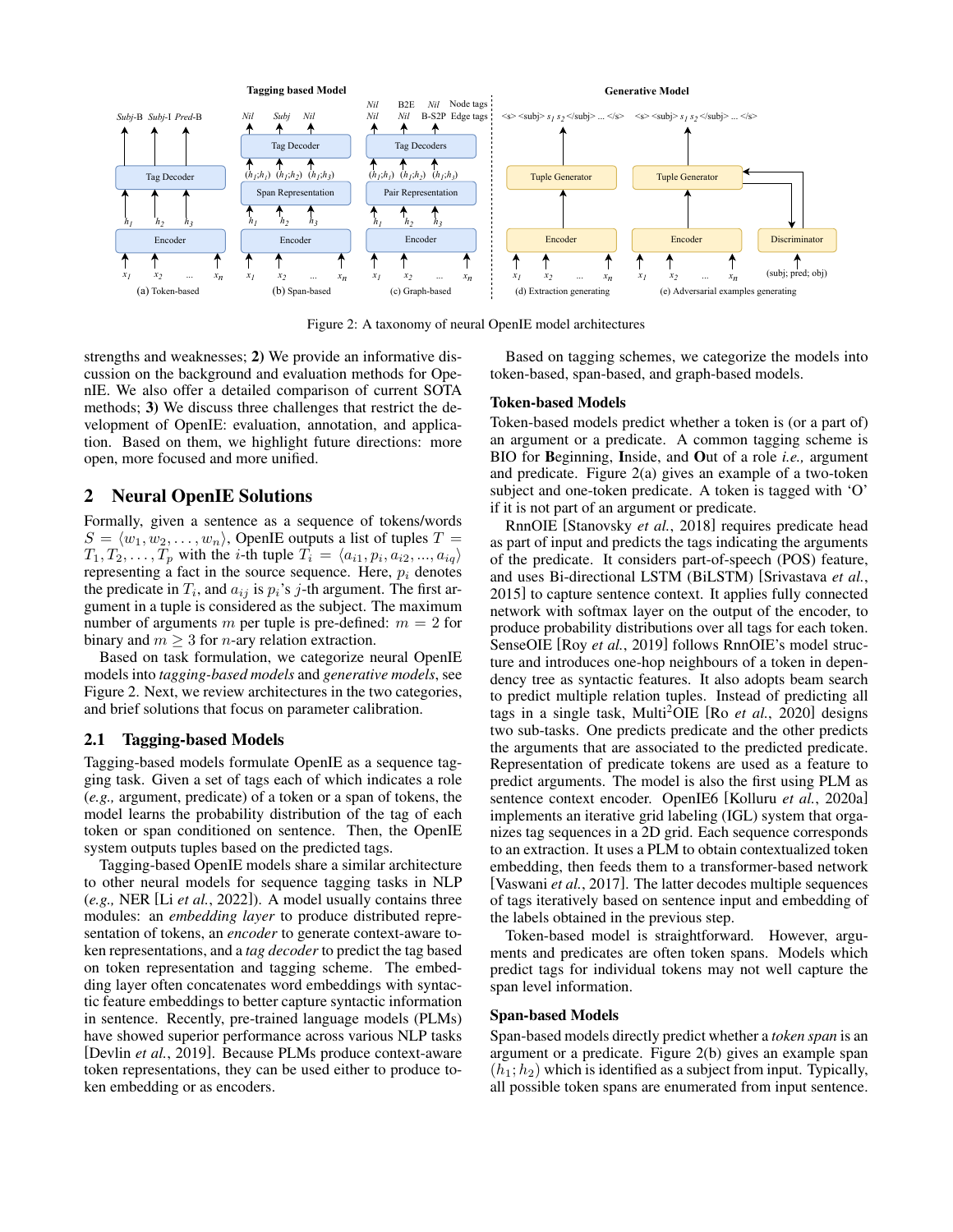Figure 2: A taxonomy of neural OpenIE model architectures

strengths and weaknesses; **2)** We provide an informative discussion on the background and evaluation methods for OpenIE. We also offer a detailed comparison of current SOTA methods; **3)** We discuss three challenges that restrict the development of OpenIE: evaluation, annotation, and application. Based on them, we highlight future directions: more open, more focused and more unified.

## 2 Neural OpenIE Solutions

Formally, given a sentence as a sequence of tokens/words $S = \langle w_1, w_2, \ldots, w_n \rangle$, OpenIE outputs a list of tuples $T = T_1, T_2, \ldots, T_p$ with the $i$-th tuple $T_i = \langle a_{i1}, p_i, a_{i2}, ..., a_{iq} \rangle$ representing a fact in the source sequence. Here, $p_i$ denotes the predicate in $T_i$, and $a_{ij}$ is $p_i$'s $j$-th argument. The first argument in a tuple is considered as the subject. The maximum number of arguments $m$ per tuple is pre-defined: $m = 2$ for binary and $m \geq 3$ for $n$-ary relation extraction.

Based on task formulation, we categorize neural OpenIE models into *tagging-based models* and *generative models*, see Figure 2. Next, we review architectures in the two categories, and brief solutions that focus on parameter calibration.

### 2.1 Tagging-based Models

Tagging-based models formulate OpenIE as a sequence tagging task. Given a set of tags each of which indicates a role (*e.g.,* argument, predicate) of a token or a span of tokens, the model learns the probability distribution of the tag of each token or span conditioned on sentence. Then, the OpenIE system outputs tuples based on the predicted tags.

Tagging-based OpenIE models share a similar architecture to other neural models for sequence tagging tasks in NLP (*e.g.,* NER [Li *et al.*, 2022]). A model usually contains three modules: an *embedding layer* to produce distributed representation of tokens, an *encoder* to generate context-aware token representations, and a *tag decoder* to predict the tag based on token representation and tagging scheme. The embedding layer often concatenates word embeddings with syntactic feature embeddings to better capture syntactic information in sentence. Recently, pre-trained language models (PLMs) have showed superior performance across various NLP tasks [Devlin *et al.*, 2019]. Because PLMs produce context-aware token representations, they can be used either to produce token embedding or as encoders.

Based on tagging schemes, we categorize the models into token-based, span-based, and graph-based models.

#### Token-based Models

Token-based models predict whether a token is (or a part of) an argument or a predicate. A common tagging scheme is BIO for **B**eginning, **I**nside, and **O**ut of a role *i.e.,* argument and predicate. Figure 2(a) gives an example of a two-token subject and one-token predicate. A token is tagged with 'O' if it is not part of an argument or predicate.

RnnOIE [Stanovsky *et al.*, 2018] requires predicate head as part of input and predicts the tags indicating the arguments of the predicate. It considers part-of-speech (POS) feature, and uses Bi-directional LSTM (BiLSTM) [Srivastava *et al.*, 2015] to capture sentence context. It applies fully connected network with softmax layer on the output of the encoder, to produce probability distributions over all tags for each token. SenseOIE [Roy *et al.*, 2019] follows RnnOIE's model structure and introduces one-hop neighbours of a token in dependency tree as syntactic features. It also adopts beam search to predict multiple relation tuples. Instead of predicting all tags in a single task, Multi$^2$OIE [Ro *et al.*, 2020] designs two sub-tasks. One predicts predicate and the other predicts the arguments that are associated to the predicted predicate. Representation of predicate tokens are used as a feature to predict arguments. The model is also the first using PLM as sentence context encoder. OpenIE6 [Kolluru *et al.*, 2020a] implements an iterative grid labeling (IGL) system that organizes tag sequences in a 2D grid. Each sequence corresponds to an extraction. It uses a PLM to obtain contextualized token embedding, then feeds them to a transformer-based network [Vaswani *et al.*, 2017]. The latter decodes multiple sequences of tags iteratively based on sentence input and embedding of the labels obtained in the previous step.

Token-based model is straightforward. However, arguments and predicates are often token spans. Models which predict tags for individual tokens may not well capture the span level information.

#### Span-based Models

Span-based models directly predict whether a *token span* is an argument or a predicate. Figure 2(b) gives an example span $(h_1; h_2)$ which is identified as a subject from input. Typically, all possible token spans are enumerated from input sentence.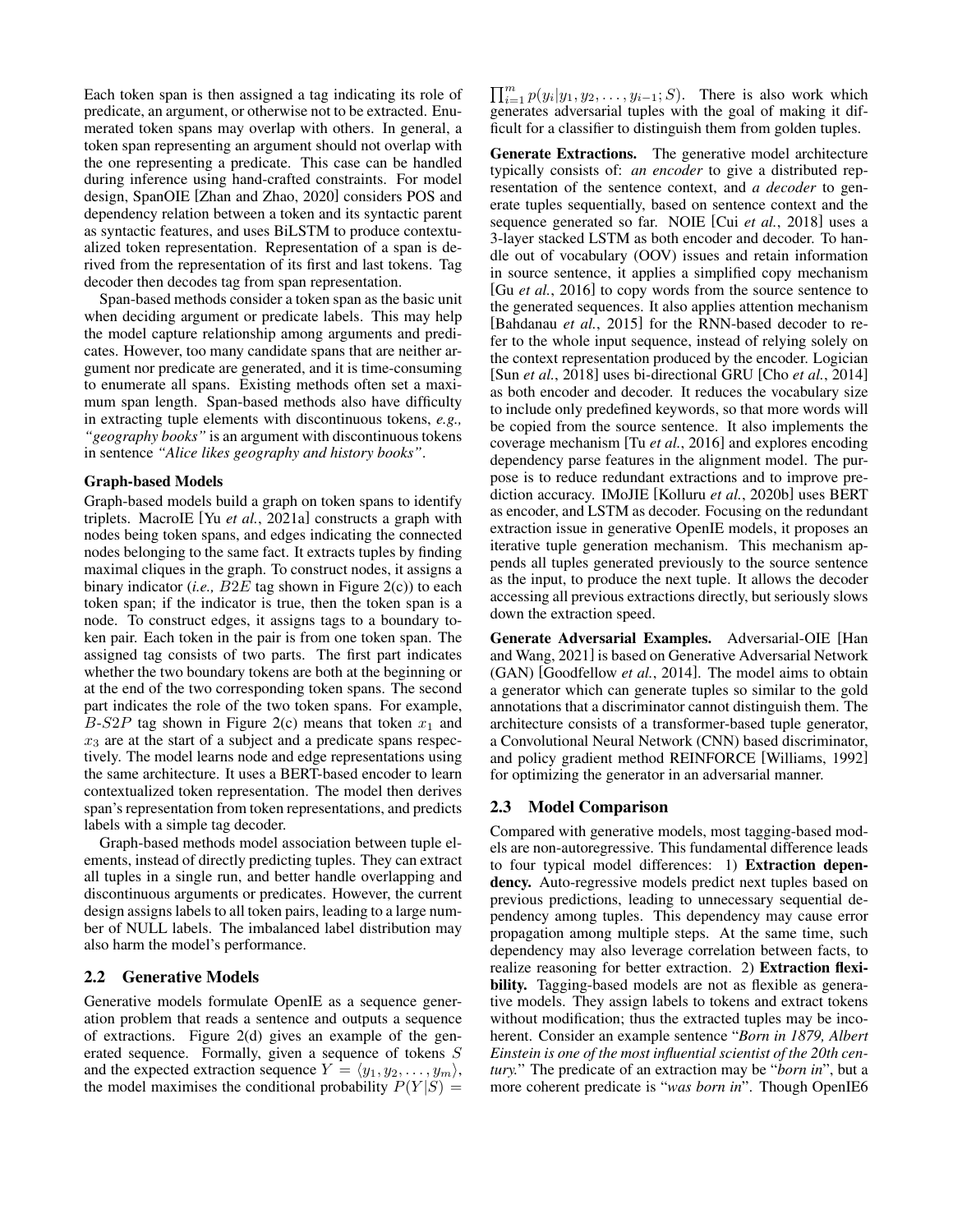Each token span is then assigned a tag indicating its role of predicate, an argument, or otherwise not to be extracted. Enumerated token spans may overlap with others. In general, a token span representing an argument should not overlap with the one representing a predicate. This case can be handled during inference using hand-crafted constraints. For model design, SpanOIE [Zhan and Zhao, 2020] considers POS and dependency relation between a token and its syntactic parent as syntactic features, and uses BiLSTM to produce contextualized token representation. Representation of a span is derived from the representation of its first and last tokens. Tag decoder then decodes tag from span representation.

Span-based methods consider a token span as the basic unit when deciding argument or predicate labels. This may help the model capture relationship among arguments and predicates. However, too many candidate spans that are neither argument nor predicate are generated, and it is time-consuming to enumerate all spans. Existing methods often set a maximum span length. Span-based methods also have difficulty in extracting tuple elements with discontinuous tokens, *e.g., "geography books"* is an argument with discontinuous tokens in sentence *"Alice likes geography and history books"*.

**Graph-based Models**

Graph-based models build a graph on token spans to identify triplets. MacroIE [Yu *et al.*, 2021a] constructs a graph with nodes being token spans, and edges indicating the connected nodes belonging to the same fact. It extracts tuples by finding maximal cliques in the graph. To construct nodes, it assigns a binary indicator (*i.e.,* $B2E$ tag shown in Figure 2(c)) to each token span; if the indicator is true, then the token span is a node. To construct edges, it assigns tags to a boundary token pair. Each token in the pair is from one token span. The assigned tag consists of two parts. The first part indicates whether the two boundary tokens are both at the beginning or at the end of the two corresponding token spans. The second part indicates the role of the two token spans. For example, $B\text{-}S2P$ tag shown in Figure 2(c) means that token $x_1$ and $x_3$ are at the start of a subject and a predicate spans respectively. The model learns node and edge representations using the same architecture. It uses a BERT-based encoder to learn contextualized token representation. The model then derives span's representation from token representations, and predicts labels with a simple tag decoder.

Graph-based methods model association between tuple elements, instead of directly predicting tuples. They can extract all tuples in a single run, and better handle overlapping and discontinuous arguments or predicates. However, the current design assigns labels to all token pairs, leading to a large number of NULL labels. The imbalanced label distribution may also harm the model's performance.

## 2.2 Generative Models

Generative models formulate OpenIE as a sequence generation problem that reads a sentence and outputs a sequence of extractions. Figure 2(d) gives an example of the generated sequence. Formally, given a sequence of tokens $S$ and the expected extraction sequence $Y = \langle y_1, y_2, \ldots, y_m \rangle$, the model maximises the conditional probability $P(Y|S) = \prod_{i=1}^{m} p(y_i|y_1, y_2, \ldots, y_{i-1}; S)$. There is also work which generates adversarial tuples with the goal of making it difficult for a classifier to distinguish them from golden tuples.

**Generate Extractions.** The generative model architecture typically consists of: *an encoder* to give a distributed representation of the sentence context, and *a decoder* to generate tuples sequentially, based on sentence context and the sequence generated so far. NOIE [Cui *et al.*, 2018] uses a 3-layer stacked LSTM as both encoder and decoder. To handle out of vocabulary (OOV) issues and retain information in source sentence, it applies a simplified copy mechanism [Gu *et al.*, 2016] to copy words from the source sentence to the generated sequences. It also applies attention mechanism [Bahdanau *et al.*, 2015] for the RNN-based decoder to refer to the whole input sequence, instead of relying solely on the context representation produced by the encoder. Logician [Sun *et al.*, 2018] uses bi-directional GRU [Cho *et al.*, 2014] as both encoder and decoder. It reduces the vocabulary size to include only predefined keywords, so that more words will be copied from the source sentence. It also implements the coverage mechanism [Tu *et al.*, 2016] and explores encoding dependency parse features in the alignment model. The purpose is to reduce redundant extractions and to improve prediction accuracy. IMoJIE [Kolluru *et al.*, 2020b] uses BERT as encoder, and LSTM as decoder. Focusing on the redundant extraction issue in generative OpenIE models, it proposes an iterative tuple generation mechanism. This mechanism appends all tuples generated previously to the source sentence as the input, to produce the next tuple. It allows the decoder accessing all previous extractions directly, but seriously slows down the extraction speed.

**Generate Adversarial Examples.** Adversarial-OIE [Han and Wang, 2021] is based on Generative Adversarial Network (GAN) [Goodfellow *et al.*, 2014]. The model aims to obtain a generator which can generate tuples so similar to the gold annotations that a discriminator cannot distinguish them. The architecture consists of a transformer-based tuple generator, a Convolutional Neural Network (CNN) based discriminator, and policy gradient method REINFORCE [Williams, 1992] for optimizing the generator in an adversarial manner.

## 2.3 Model Comparison

Compared with generative models, most tagging-based models are non-autoregressive. This fundamental difference leads to four typical model differences: 1) **Extraction dependency.** Auto-regressive models predict next tuples based on previous predictions, leading to unnecessary sequential dependency among tuples. This dependency may cause error propagation among multiple steps. At the same time, such dependency may also leverage correlation between facts, to realize reasoning for better extraction. 2) **Extraction flexibility.** Tagging-based models are not as flexible as generative models. They assign labels to tokens and extract tokens without modification; thus the extracted tuples may be incoherent. Consider an example sentence "*Born in 1879, Albert Einstein is one of the most influential scientist of the 20th century.*" The predicate of an extraction may be "*born in*", but a more coherent predicate is "*was born in*". Though OpenIE6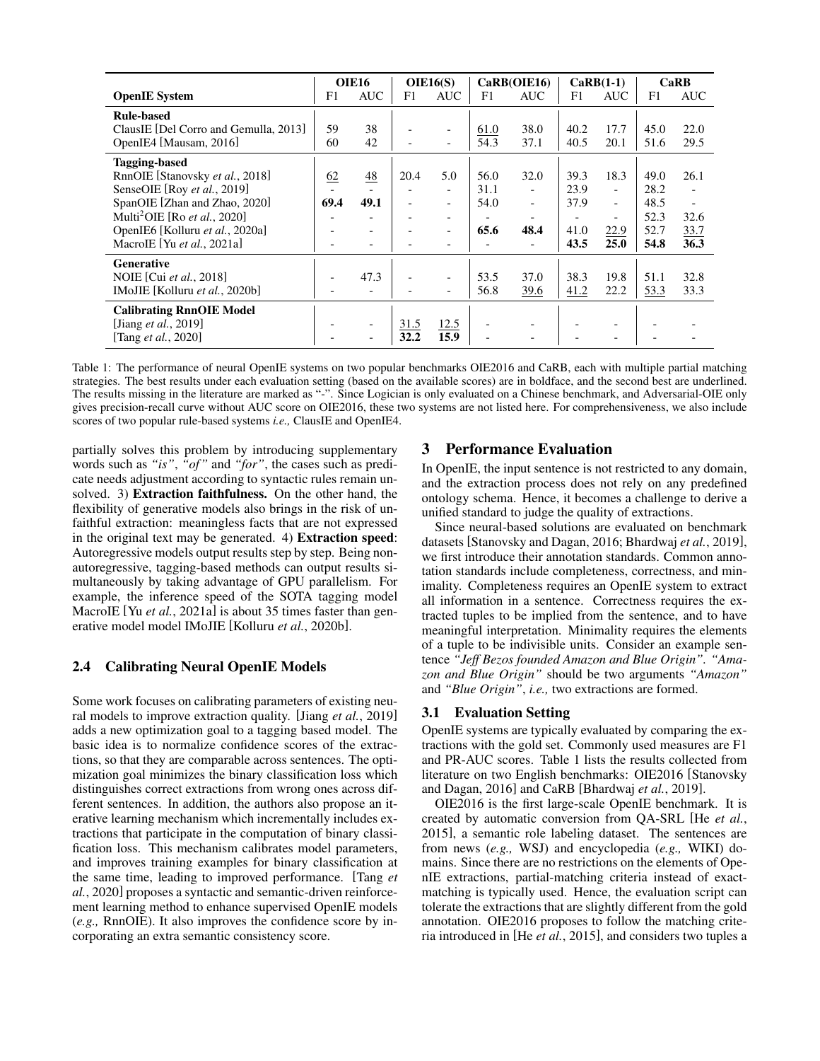| OpenIE System | OIE16 | | OIE16(S) | | CaRB(OIE16) | | CaRB(1-1) | | CaRB | |
|---|---|---|---|---|---|---|---|---|---|---|
| | F1 | AUC | F1 | AUC | F1 | AUC | F1 | AUC | F1 | AUC |
| **Rule-based** | | | | | | | | | | |
| ClausIE [Del Corro and Gemulla, 2013] | 59 | 38 | - | - | 61.0 | 38.0 | 40.2 | 17.7 | 45.0 | 22.0 |
| OpenIE4 [Mausam, 2016] | 60 | 42 | - | - | 54.3 | 37.1 | 40.5 | 20.1 | 51.6 | 29.5 |
| **Tagging-based** | | | | | | | | | | |
| RnnOIE [Stanovsky *et al.*, 2018] | 62 | 48 | 20.4 | 5.0 | 56.0 | 32.0 | 39.3 | 18.3 | 49.0 | 26.1 |
| SenseOIE [Roy *et al.*, 2019] | - | - | - | - | 31.1 | - | 23.9 | - | 28.2 | - |
| SpanOIE [Zhan and Zhao, 2020] | **69.4** | **49.1** | - | - | 54.0 | - | 37.9 | - | 48.5 | - |
| Multi$^2$OIE [Ro *et al.*, 2020] | - | - | - | - | - | - | - | - | 52.3 | 32.6 |
| OpenIE6 [Kolluru *et al.*, 2020a] | - | - | - | - | **65.6** | **48.4** | 41.0 | 22.9 | 52.7 | 33.7 |
| MacroIE [Yu *et al.*, 2021a] | - | - | - | - | - | - | **43.5** | **25.0** | **54.8** | **36.3** |
| **Generative** | | | | | | | | | | |
| NOIE [Cui *et al.*, 2018] | - | 47.3 | - | - | 53.5 | 37.0 | 38.3 | 19.8 | 51.1 | 32.8 |
| IMoJIE [Kolluru *et al.*, 2020b] | - | - | - | - | 56.8 | 39.6 | 41.2 | 22.2 | 53.3 | 33.3 |
| **Calibrating RnnOIE Model** | | | | | | | | | | |
| [Jiang *et al.*, 2019] | - | - | 31.5 | 12.5 | - | - | - | - | - | - |
| [Tang *et al.*, 2020] | - | - | **32.2** | **15.9** | - | - | - | - | - | - |

Table 1: The performance of neural OpenIE systems on two popular benchmarks OIE2016 and CaRB, each with multiple partial matching strategies. The best results under each evaluation setting (based on the available scores) are in boldface, and the second best are underlined. The results missing in the literature are marked as "-". Since Logician is only evaluated on a Chinese benchmark, and Adversarial-OIE only gives precision-recall curve without AUC score on OIE2016, these two systems are not listed here. For comprehensiveness, we also include scores of two popular rule-based systems *i.e.,* ClausIE and OpenIE4.

partially solves this problem by introducing supplementary words such as *"is"*, *"of"* and *"for"*, the cases such as predicate needs adjustment according to syntactic rules remain unsolved. 3) **Extraction faithfulness.** On the other hand, the flexibility of generative models also brings in the risk of unfaithful extraction: meaningless facts that are not expressed in the original text may be generated. 4) **Extraction speed**: Autoregressive models output results step by step. Being non-autoregressive, tagging-based methods can output results simultaneously by taking advantage of GPU parallelism. For example, the inference speed of the SOTA tagging model MacroIE [Yu *et al.*, 2021a] is about 35 times faster than generative model model IMoJIE [Kolluru *et al.*, 2020b].

### 2.4 Calibrating Neural OpenIE Models

Some work focuses on calibrating parameters of existing neural models to improve extraction quality. [Jiang *et al.*, 2019] adds a new optimization goal to a tagging based model. The basic idea is to normalize confidence scores of the extractions, so that they are comparable across sentences. The optimization goal minimizes the binary classification loss which distinguishes correct extractions from wrong ones across different sentences. In addition, the authors also propose an iterative learning mechanism which incrementally includes extractions that participate in the computation of binary classification loss. This mechanism calibrates model parameters, and improves training examples for binary classification at the same time, leading to improved performance. [Tang *et al.*, 2020] proposes a syntactic and semantic-driven reinforcement learning method to enhance supervised OpenIE models (*e.g.,* RnnOIE). It also improves the confidence score by incorporating an extra semantic consistency score.

## 3 Performance Evaluation

In OpenIE, the input sentence is not restricted to any domain, and the extraction process does not rely on any predefined ontology schema. Hence, it becomes a challenge to derive a unified standard to judge the quality of extractions.

Since neural-based solutions are evaluated on benchmark datasets [Stanovsky and Dagan, 2016; Bhardwaj *et al.*, 2019], we first introduce their annotation standards. Common annotation standards include completeness, correctness, and minimality. Completeness requires an OpenIE system to extract all information in a sentence. Correctness requires the extracted tuples to be implied from the sentence, and to have meaningful interpretation. Minimality requires the elements of a tuple to be indivisible units. Consider an example sentence *"Jeff Bezos founded Amazon and Blue Origin"*. *"Amazon and Blue Origin"* should be two arguments *"Amazon"* and *"Blue Origin"*, *i.e.,* two extractions are formed.

### 3.1 Evaluation Setting

OpenIE systems are typically evaluated by comparing the extractions with the gold set. Commonly used measures are F1 and PR-AUC scores. Table 1 lists the results collected from literature on two English benchmarks: OIE2016 [Stanovsky and Dagan, 2016] and CaRB [Bhardwaj *et al.*, 2019].

OIE2016 is the first large-scale OpenIE benchmark. It is created by automatic conversion from QA-SRL [He *et al.*, 2015], a semantic role labeling dataset. The sentences are from news (*e.g.,* WSJ) and encyclopedia (*e.g.,* WIKI) domains. Since there are no restrictions on the elements of OpenIE extractions, partial-matching criteria instead of exact-matching is typically used. Hence, the evaluation script can tolerate the extractions that are slightly different from the gold annotation. OIE2016 proposes to follow the matching criteria introduced in [He *et al.*, 2015], and considers two tuples a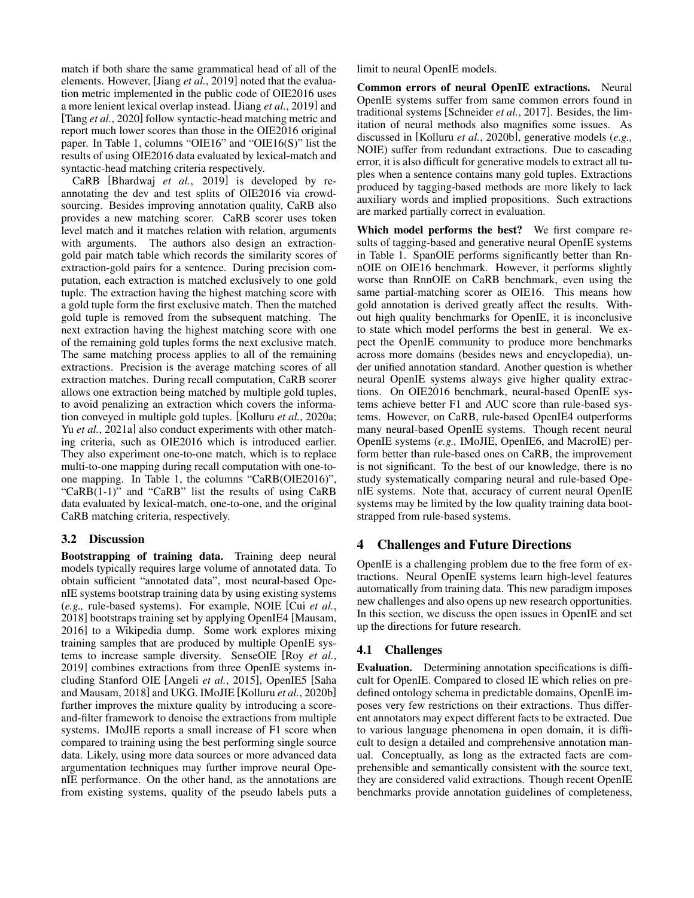match if both share the same grammatical head of all of the elements. However, [Jiang *et al.*, 2019] noted that the evaluation metric implemented in the public code of OIE2016 uses a more lenient lexical overlap instead. [Jiang *et al.*, 2019] and [Tang *et al.*, 2020] follow syntactic-head matching metric and report much lower scores than those in the OIE2016 original paper. In Table 1, columns "OIE16" and "OIE16(S)" list the results of using OIE2016 data evaluated by lexical-match and syntactic-head matching criteria respectively.

CaRB [Bhardwaj *et al.*, 2019] is developed by re-annotating the dev and test splits of OIE2016 via crowd-sourcing. Besides improving annotation quality, CaRB also provides a new matching scorer. CaRB scorer uses token level match and it matches relation with relation, arguments with arguments. The authors also design an extraction-gold pair match table which records the similarity scores of extraction-gold pairs for a sentence. During precision computation, each extraction is matched exclusively to one gold tuple. The extraction having the highest matching score with a gold tuple form the first exclusive match. Then the matched gold tuple is removed from the subsequent matching. The next extraction having the highest matching score with one of the remaining gold tuples forms the next exclusive match. The same matching process applies to all of the remaining extractions. Precision is the average matching scores of all extraction matches. During recall computation, CaRB scorer allows one extraction being matched by multiple gold tuples, to avoid penalizing an extraction which covers the information conveyed in multiple gold tuples. [Kolluru *et al.*, 2020a; Yu *et al.*, 2021a] also conduct experiments with other matching criteria, such as OIE2016 which is introduced earlier. They also experiment one-to-one match, which is to replace multi-to-one mapping during recall computation with one-to-one mapping. In Table 1, the columns "CaRB(OIE2016)", "CaRB(1-1)" and "CaRB" list the results of using CaRB data evaluated by lexical-match, one-to-one, and the original CaRB matching criteria, respectively.

### 3.2 Discussion

**Bootstrapping of training data.** Training deep neural models typically requires large volume of annotated data. To obtain sufficient "annotated data", most neural-based OpenIE systems bootstrap training data by using existing systems (*e.g.,* rule-based systems). For example, NOIE [Cui *et al.*, 2018] bootstraps training set by applying OpenIE4 [Mausam, 2016] to a Wikipedia dump. Some work explores mixing training samples that are produced by multiple OpenIE systems to increase sample diversity. SenseOIE [Roy *et al.*, 2019] combines extractions from three OpenIE systems including Stanford OIE [Angeli *et al.*, 2015], OpenIE5 [Saha and Mausam, 2018] and UKG. IMoJIE [Kolluru *et al.*, 2020b] further improves the mixture quality by introducing a score-and-filter framework to denoise the extractions from multiple systems. IMoJIE reports a small increase of F1 score when compared to training using the best performing single source data. Likely, using more data sources or more advanced data argumentation techniques may further improve neural OpenIE performance. On the other hand, as the annotations are from existing systems, quality of the pseudo labels puts a limit to neural OpenIE models.

**Common errors of neural OpenIE extractions.** Neural OpenIE systems suffer from same common errors found in traditional systems [Schneider *et al.*, 2017]. Besides, the limitation of neural methods also magnifies some issues. As discussed in [Kolluru *et al.*, 2020b], generative models (*e.g.,* NOIE) suffer from redundant extractions. Due to cascading error, it is also difficult for generative models to extract all tuples when a sentence contains many gold tuples. Extractions produced by tagging-based methods are more likely to lack auxiliary words and implied propositions. Such extractions are marked partially correct in evaluation.

**Which model performs the best?** We first compare results of tagging-based and generative neural OpenIE systems in Table 1. SpanOIE performs significantly better than RnnOIE on OIE16 benchmark. However, it performs slightly worse than RnnOIE on CaRB benchmark, even using the same partial-matching scorer as OIE16. This means how gold annotation is derived greatly affect the results. Without high quality benchmarks for OpenIE, it is inconclusive to state which model performs the best in general. We expect the OpenIE community to produce more benchmarks across more domains (besides news and encyclopedia), under unified annotation standard. Another question is whether neural OpenIE systems always give higher quality extractions. On OIE2016 benchmark, neural-based OpenIE systems achieve better F1 and AUC score than rule-based systems. However, on CaRB, rule-based OpenIE4 outperforms many neural-based OpenIE systems. Though recent neural OpenIE systems (*e.g.,* IMoJIE, OpenIE6, and MacroIE) perform better than rule-based ones on CaRB, the improvement is not significant. To the best of our knowledge, there is no study systematically comparing neural and rule-based OpenIE systems. Note that, accuracy of current neural OpenIE systems may be limited by the low quality training data bootstrapped from rule-based systems.

## 4 Challenges and Future Directions

OpenIE is a challenging problem due to the free form of extractions. Neural OpenIE systems learn high-level features automatically from training data. This new paradigm imposes new challenges and also opens up new research opportunities. In this section, we discuss the open issues in OpenIE and set up the directions for future research.

### 4.1 Challenges

**Evaluation.** Determining annotation specifications is difficult for OpenIE. Compared to closed IE which relies on predefined ontology schema in predictable domains, OpenIE imposes very few restrictions on their extractions. Thus different annotators may expect different facts to be extracted. Due to various language phenomena in open domain, it is difficult to design a detailed and comprehensive annotation manual. Conceptually, as long as the extracted facts are comprehensible and semantically consistent with the source text, they are considered valid extractions. Though recent OpenIE benchmarks provide annotation guidelines of completeness,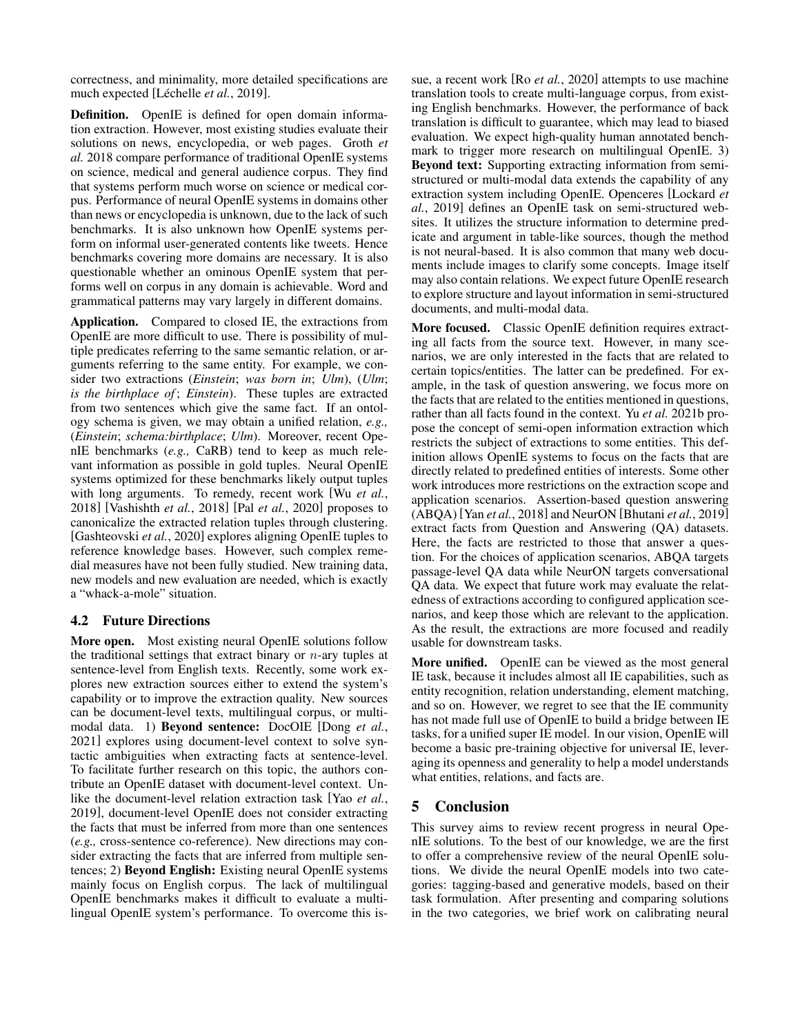correctness, and minimality, more detailed specifications are much expected [Léchelle *et al.*, 2019].

**Definition.** OpenIE is defined for open domain information extraction. However, most existing studies evaluate their solutions on news, encyclopedia, or web pages. Groth *et al.* 2018 compare performance of traditional OpenIE systems on science, medical and general audience corpus. They find that systems perform much worse on science or medical corpus. Performance of neural OpenIE systems in domains other than news or encyclopedia is unknown, due to the lack of such benchmarks. It is also unknown how OpenIE systems perform on informal user-generated contents like tweets. Hence benchmarks covering more domains are necessary. It is also questionable whether an ominous OpenIE system that performs well on corpus in any domain is achievable. Word and grammatical patterns may vary largely in different domains.

**Application.** Compared to closed IE, the extractions from OpenIE are more difficult to use. There is possibility of multiple predicates referring to the same semantic relation, or arguments referring to the same entity. For example, we consider two extractions (*Einstein*; *was born in*; *Ulm*), (*Ulm*; *is the birthplace of*; *Einstein*). These tuples are extracted from two sentences which give the same fact. If an ontology schema is given, we may obtain a unified relation, *e.g.,* (*Einstein*; *schema:birthplace*; *Ulm*). Moreover, recent OpenIE benchmarks (*e.g.,* CaRB) tend to keep as much relevant information as possible in gold tuples. Neural OpenIE systems optimized for these benchmarks likely output tuples with long arguments. To remedy, recent work [Wu *et al.*, 2018] [Vashishth *et al.*, 2018] [Pal *et al.*, 2020] proposes to canonicalize the extracted relation tuples through clustering. [Gashteovski *et al.*, 2020] explores aligning OpenIE tuples to reference knowledge bases. However, such complex remedial measures have not been fully studied. New training data, new models and new evaluation are needed, which is exactly a "whack-a-mole" situation.

## 4.2 Future Directions

**More open.** Most existing neural OpenIE solutions follow the traditional settings that extract binary or $n$-ary tuples at sentence-level from English texts. Recently, some work explores new extraction sources either to extend the system's capability or to improve the extraction quality. New sources can be document-level texts, multilingual corpus, or multimodal data. 1) **Beyond sentence:** DocOIE [Dong *et al.*, 2021] explores using document-level context to solve syntactic ambiguities when extracting facts at sentence-level. To facilitate further research on this topic, the authors contribute an OpenIE dataset with document-level context. Unlike the document-level relation extraction task [Yao *et al.*, 2019], document-level OpenIE does not consider extracting the facts that must be inferred from more than one sentences (*e.g.,* cross-sentence co-reference). New directions may consider extracting the facts that are inferred from multiple sentences; 2) **Beyond English:** Existing neural OpenIE systems mainly focus on English corpus. The lack of multilingual OpenIE benchmarks makes it difficult to evaluate a multilingual OpenIE system's performance. To overcome this issue, a recent work [Ro *et al.*, 2020] attempts to use machine translation tools to create multi-language corpus, from existing English benchmarks. However, the performance of back translation is difficult to guarantee, which may lead to biased evaluation. We expect high-quality human annotated benchmark to trigger more research on multilingual OpenIE. 3) **Beyond text:** Supporting extracting information from semi-structured or multi-modal data extends the capability of any extraction system including OpenIE. Openceres [Lockard *et al.*, 2019] defines an OpenIE task on semi-structured websites. It utilizes the structure information to determine predicate and argument in table-like sources, though the method is not neural-based. It is also common that many web documents include images to clarify some concepts. Image itself may also contain relations. We expect future OpenIE research to explore structure and layout information in semi-structured documents, and multi-modal data.

**More focused.** Classic OpenIE definition requires extracting all facts from the source text. However, in many scenarios, we are only interested in the facts that are related to certain topics/entities. The latter can be predefined. For example, in the task of question answering, we focus more on the facts that are related to the entities mentioned in questions, rather than all facts found in the context. Yu *et al.* 2021b propose the concept of semi-open information extraction which restricts the subject of extractions to some entities. This definition allows OpenIE systems to focus on the facts that are directly related to predefined entities of interests. Some other work introduces more restrictions on the extraction scope and application scenarios. Assertion-based question answering (ABQA) [Yan *et al.*, 2018] and NeurON [Bhutani *et al.*, 2019] extract facts from Question and Answering (QA) datasets. Here, the facts are restricted to those that answer a question. For the choices of application scenarios, ABQA targets passage-level QA data while NeurON targets conversational QA data. We expect that future work may evaluate the relatedness of extractions according to configured application scenarios, and keep those which are relevant to the application. As the result, the extractions are more focused and readily usable for downstream tasks.

**More unified.** OpenIE can be viewed as the most general IE task, because it includes almost all IE capabilities, such as entity recognition, relation understanding, element matching, and so on. However, we regret to see that the IE community has not made full use of OpenIE to build a bridge between IE tasks, for a unified super IE model. In our vision, OpenIE will become a basic pre-training objective for universal IE, leveraging its openness and generality to help a model understands what entities, relations, and facts are.

# 5 Conclusion

This survey aims to review recent progress in neural OpenIE solutions. To the best of our knowledge, we are the first to offer a comprehensive review of the neural OpenIE solutions. We divide the neural OpenIE models into two categories: tagging-based and generative models, based on their task formulation. After presenting and comparing solutions in the two categories, we brief work on calibrating neural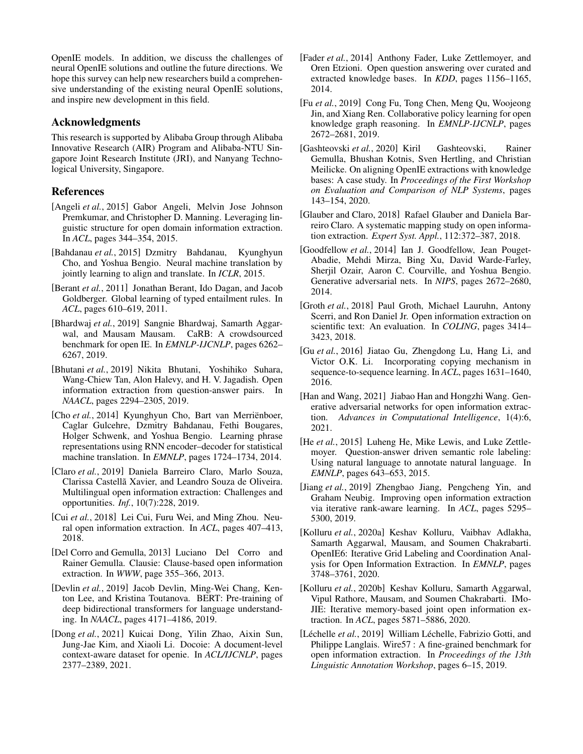OpenIE models. In addition, we discuss the challenges of neural OpenIE solutions and outline the future directions. We hope this survey can help new researchers build a comprehensive understanding of the existing neural OpenIE solutions, and inspire new development in this field.

## Acknowledgments

This research is supported by Alibaba Group through Alibaba Innovative Research (AIR) Program and Alibaba-NTU Singapore Joint Research Institute (JRI), and Nanyang Technological University, Singapore.

## References

[Angeli *et al.*, 2015] Gabor Angeli, Melvin Jose Johnson Premkumar, and Christopher D. Manning. Leveraging linguistic structure for open domain information extraction. In *ACL*, pages 344–354, 2015.

[Bahdanau *et al.*, 2015] Dzmitry Bahdanau, Kyunghyun Cho, and Yoshua Bengio. Neural machine translation by jointly learning to align and translate. In *ICLR*, 2015.

[Berant *et al.*, 2011] Jonathan Berant, Ido Dagan, and Jacob Goldberger. Global learning of typed entailment rules. In *ACL*, pages 610–619, 2011.

[Bhardwaj *et al.*, 2019] Sangnie Bhardwaj, Samarth Aggarwal, and Mausam Mausam. CaRB: A crowdsourced benchmark for open IE. In *EMNLP-IJCNLP*, pages 6262–6267, 2019.

[Bhutani *et al.*, 2019] Nikita Bhutani, Yoshihiko Suhara, Wang-Chiew Tan, Alon Halevy, and H. V. Jagadish. Open information extraction from question-answer pairs. In *NAACL*, pages 2294–2305, 2019.

[Cho *et al.*, 2014] Kyunghyun Cho, Bart van Merriënboer, Caglar Gulcehre, Dzmitry Bahdanau, Fethi Bougares, Holger Schwenk, and Yoshua Bengio. Learning phrase representations using RNN encoder–decoder for statistical machine translation. In *EMNLP*, pages 1724–1734, 2014.

[Claro *et al.*, 2019] Daniela Barreiro Claro, Marlo Souza, Clarissa Castellã Xavier, and Leandro Souza de Oliveira. Multilingual open information extraction: Challenges and opportunities. *Inf.*, 10(7):228, 2019.

[Cui *et al.*, 2018] Lei Cui, Furu Wei, and Ming Zhou. Neural open information extraction. In *ACL*, pages 407–413, 2018.

[Del Corro and Gemulla, 2013] Luciano Del Corro and Rainer Gemulla. Clausie: Clause-based open information extraction. In *WWW*, page 355–366, 2013.

[Devlin *et al.*, 2019] Jacob Devlin, Ming-Wei Chang, Kenton Lee, and Kristina Toutanova. BERT: Pre-training of deep bidirectional transformers for language understanding. In *NAACL*, pages 4171–4186, 2019.

[Dong *et al.*, 2021] Kuicai Dong, Yilin Zhao, Aixin Sun, Jung-Jae Kim, and Xiaoli Li. Docoie: A document-level context-aware dataset for openie. In *ACL/IJCNLP*, pages 2377–2389, 2021.

[Fader *et al.*, 2014] Anthony Fader, Luke Zettlemoyer, and Oren Etzioni. Open question answering over curated and extracted knowledge bases. In *KDD*, pages 1156–1165, 2014.

[Fu *et al.*, 2019] Cong Fu, Tong Chen, Meng Qu, Woojeong Jin, and Xiang Ren. Collaborative policy learning for open knowledge graph reasoning. In *EMNLP-IJCNLP*, pages 2672–2681, 2019.

[Gashteovski *et al.*, 2020] Kiril Gashteovski, Rainer Gemulla, Bhushan Kotnis, Sven Hertling, and Christian Meilicke. On aligning OpenIE extractions with knowledge bases: A case study. In *Proceedings of the First Workshop on Evaluation and Comparison of NLP Systems*, pages 143–154, 2020.

[Glauber and Claro, 2018] Rafael Glauber and Daniela Barreiro Claro. A systematic mapping study on open information extraction. *Expert Syst. Appl.*, 112:372–387, 2018.

[Goodfellow *et al.*, 2014] Ian J. Goodfellow, Jean Pouget-Abadie, Mehdi Mirza, Bing Xu, David Warde-Farley, Sherjil Ozair, Aaron C. Courville, and Yoshua Bengio. Generative adversarial nets. In *NIPS*, pages 2672–2680, 2014.

[Groth *et al.*, 2018] Paul Groth, Michael Lauruhn, Antony Scerri, and Ron Daniel Jr. Open information extraction on scientific text: An evaluation. In *COLING*, pages 3414–3423, 2018.

[Gu *et al.*, 2016] Jiatao Gu, Zhengdong Lu, Hang Li, and Victor O.K. Li. Incorporating copying mechanism in sequence-to-sequence learning. In *ACL*, pages 1631–1640, 2016.

[Han and Wang, 2021] Jiabao Han and Hongzhi Wang. Generative adversarial networks for open information extraction. *Advances in Computational Intelligence*, 1(4):6, 2021.

[He *et al.*, 2015] Luheng He, Mike Lewis, and Luke Zettlemoyer. Question-answer driven semantic role labeling: Using natural language to annotate natural language. In *EMNLP*, pages 643–653, 2015.

[Jiang *et al.*, 2019] Zhengbao Jiang, Pengcheng Yin, and Graham Neubig. Improving open information extraction via iterative rank-aware learning. In *ACL*, pages 5295–5300, 2019.

[Kolluru *et al.*, 2020a] Keshav Kolluru, Vaibhav Adlakha, Samarth Aggarwal, Mausam, and Soumen Chakrabarti. OpenIE6: Iterative Grid Labeling and Coordination Analysis for Open Information Extraction. In *EMNLP*, pages 3748–3761, 2020.

[Kolluru *et al.*, 2020b] Keshav Kolluru, Samarth Aggarwal, Vipul Rathore, Mausam, and Soumen Chakrabarti. IMoJIE: Iterative memory-based joint open information extraction. In *ACL*, pages 5871–5886, 2020.

[Léchelle *et al.*, 2019] William Léchelle, Fabrizio Gotti, and Philippe Langlais. Wire57 : A fine-grained benchmark for open information extraction. In *Proceedings of the 13th Linguistic Annotation Workshop*, pages 6–15, 2019.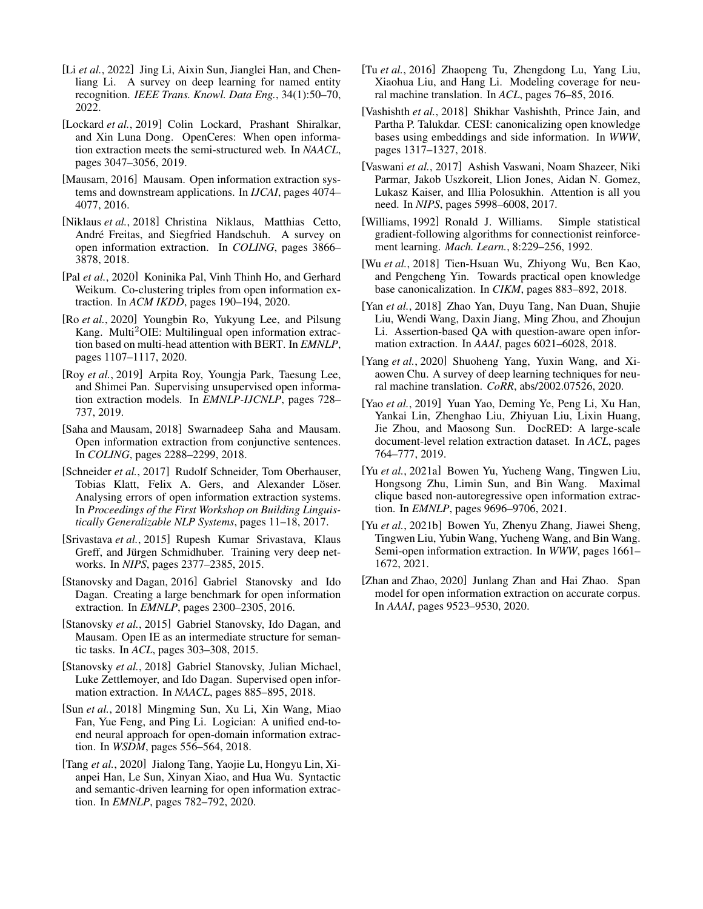[Li *et al.*, 2022] Jing Li, Aixin Sun, Jianglei Han, and Chenliang Li. A survey on deep learning for named entity recognition. *IEEE Trans. Knowl. Data Eng.*, 34(1):50–70, 2022.

[Lockard *et al.*, 2019] Colin Lockard, Prashant Shiralkar, and Xin Luna Dong. OpenCeres: When open information extraction meets the semi-structured web. In *NAACL*, pages 3047–3056, 2019.

[Mausam, 2016] Mausam. Open information extraction systems and downstream applications. In *IJCAI*, pages 4074–4077, 2016.

[Niklaus *et al.*, 2018] Christina Niklaus, Matthias Cetto, André Freitas, and Siegfried Handschuh. A survey on open information extraction. In *COLING*, pages 3866–3878, 2018.

[Pal *et al.*, 2020] Koninika Pal, Vinh Thinh Ho, and Gerhard Weikum. Co-clustering triples from open information extraction. In *ACM IKDD*, pages 190–194, 2020.

[Ro *et al.*, 2020] Youngbin Ro, Yukyung Lee, and Pilsung Kang. Multi$^2$OIE: Multilingual open information extraction based on multi-head attention with BERT. In *EMNLP*, pages 1107–1117, 2020.

[Roy *et al.*, 2019] Arpita Roy, Youngja Park, Taesung Lee, and Shimei Pan. Supervising unsupervised open information extraction models. In *EMNLP-IJCNLP*, pages 728–737, 2019.

[Saha and Mausam, 2018] Swarnadeep Saha and Mausam. Open information extraction from conjunctive sentences. In *COLING*, pages 2288–2299, 2018.

[Schneider *et al.*, 2017] Rudolf Schneider, Tom Oberhauser, Tobias Klatt, Felix A. Gers, and Alexander Löser. Analysing errors of open information extraction systems. In *Proceedings of the First Workshop on Building Linguistically Generalizable NLP Systems*, pages 11–18, 2017.

[Srivastava *et al.*, 2015] Rupesh Kumar Srivastava, Klaus Greff, and Jürgen Schmidhuber. Training very deep networks. In *NIPS*, pages 2377–2385, 2015.

[Stanovsky and Dagan, 2016] Gabriel Stanovsky and Ido Dagan. Creating a large benchmark for open information extraction. In *EMNLP*, pages 2300–2305, 2016.

[Stanovsky *et al.*, 2015] Gabriel Stanovsky, Ido Dagan, and Mausam. Open IE as an intermediate structure for semantic tasks. In *ACL*, pages 303–308, 2015.

[Stanovsky *et al.*, 2018] Gabriel Stanovsky, Julian Michael, Luke Zettlemoyer, and Ido Dagan. Supervised open information extraction. In *NAACL*, pages 885–895, 2018.

[Sun *et al.*, 2018] Mingming Sun, Xu Li, Xin Wang, Miao Fan, Yue Feng, and Ping Li. Logician: A unified end-to-end neural approach for open-domain information extraction. In *WSDM*, pages 556–564, 2018.

[Tang *et al.*, 2020] Jialong Tang, Yaojie Lu, Hongyu Lin, Xianpei Han, Le Sun, Xinyan Xiao, and Hua Wu. Syntactic and semantic-driven learning for open information extraction. In *EMNLP*, pages 782–792, 2020.

[Tu *et al.*, 2016] Zhaopeng Tu, Zhengdong Lu, Yang Liu, Xiaohua Liu, and Hang Li. Modeling coverage for neural machine translation. In *ACL*, pages 76–85, 2016.

[Vashishth *et al.*, 2018] Shikhar Vashishth, Prince Jain, and Partha P. Talukdar. CESI: canonicalizing open knowledge bases using embeddings and side information. In *WWW*, pages 1317–1327, 2018.

[Vaswani *et al.*, 2017] Ashish Vaswani, Noam Shazeer, Niki Parmar, Jakob Uszkoreit, Llion Jones, Aidan N. Gomez, Lukasz Kaiser, and Illia Polosukhin. Attention is all you need. In *NIPS*, pages 5998–6008, 2017.

[Williams, 1992] Ronald J. Williams. Simple statistical gradient-following algorithms for connectionist reinforcement learning. *Mach. Learn.*, 8:229–256, 1992.

[Wu *et al.*, 2018] Tien-Hsuan Wu, Zhiyong Wu, Ben Kao, and Pengcheng Yin. Towards practical open knowledge base canonicalization. In *CIKM*, pages 883–892, 2018.

[Yan *et al.*, 2018] Zhao Yan, Duyu Tang, Nan Duan, Shujie Liu, Wendi Wang, Daxin Jiang, Ming Zhou, and Zhoujun Li. Assertion-based QA with question-aware open information extraction. In *AAAI*, pages 6021–6028, 2018.

[Yang *et al.*, 2020] Shuoheng Yang, Yuxin Wang, and Xiaowen Chu. A survey of deep learning techniques for neural machine translation. *CoRR*, abs/2002.07526, 2020.

[Yao *et al.*, 2019] Yuan Yao, Deming Ye, Peng Li, Xu Han, Yankai Lin, Zhenghao Liu, Zhiyuan Liu, Lixin Huang, Jie Zhou, and Maosong Sun. DocRED: A large-scale document-level relation extraction dataset. In *ACL*, pages 764–777, 2019.

[Yu *et al.*, 2021a] Bowen Yu, Yucheng Wang, Tingwen Liu, Hongsong Zhu, Limin Sun, and Bin Wang. Maximal clique based non-autoregressive open information extraction. In *EMNLP*, pages 9696–9706, 2021.

[Yu *et al.*, 2021b] Bowen Yu, Zhenyu Zhang, Jiawei Sheng, Tingwen Liu, Yubin Wang, Yucheng Wang, and Bin Wang. Semi-open information extraction. In *WWW*, pages 1661–1672, 2021.

[Zhan and Zhao, 2020] Junlang Zhan and Hai Zhao. Span model for open information extraction on accurate corpus. In *AAAI*, pages 9523–9530, 2020.